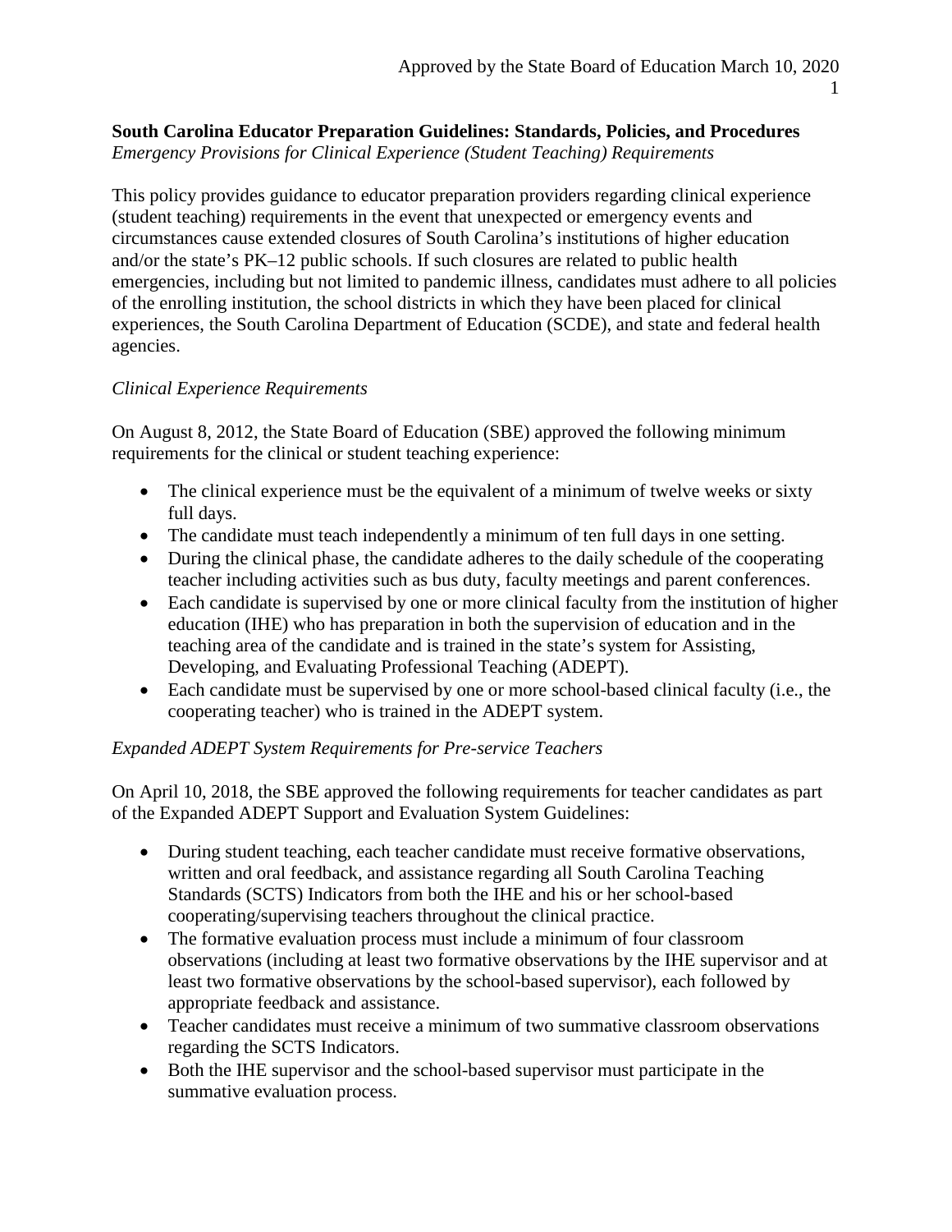**South Carolina Educator Preparation Guidelines: Standards, Policies, and Procedures**
*Emergency Provisions for Clinical Experience (Student Teaching) Requirements*

This policy provides guidance to educator preparation providers regarding clinical experience (student teaching) requirements in the event that unexpected or emergency events and circumstances cause extended closures of South Carolina's institutions of higher education and/or the state's PK–12 public schools. If such closures are related to public health emergencies, including but not limited to pandemic illness, candidates must adhere to all policies of the enrolling institution, the school districts in which they have been placed for clinical experiences, the South Carolina Department of Education (SCDE), and state and federal health agencies.

*Clinical Experience Requirements*

On August 8, 2012, the State Board of Education (SBE) approved the following minimum requirements for the clinical or student teaching experience:

- The clinical experience must be the equivalent of a minimum of twelve weeks or sixty full days.
- The candidate must teach independently a minimum of ten full days in one setting.
- During the clinical phase, the candidate adheres to the daily schedule of the cooperating teacher including activities such as bus duty, faculty meetings and parent conferences.
- Each candidate is supervised by one or more clinical faculty from the institution of higher education (IHE) who has preparation in both the supervision of education and in the teaching area of the candidate and is trained in the state's system for Assisting, Developing, and Evaluating Professional Teaching (ADEPT).
- Each candidate must be supervised by one or more school-based clinical faculty (i.e., the cooperating teacher) who is trained in the ADEPT system.

*Expanded ADEPT System Requirements for Pre-service Teachers*

On April 10, 2018, the SBE approved the following requirements for teacher candidates as part of the Expanded ADEPT Support and Evaluation System Guidelines:

- During student teaching, each teacher candidate must receive formative observations, written and oral feedback, and assistance regarding all South Carolina Teaching Standards (SCTS) Indicators from both the IHE and his or her school-based cooperating/supervising teachers throughout the clinical practice.
- The formative evaluation process must include a minimum of four classroom observations (including at least two formative observations by the IHE supervisor and at least two formative observations by the school-based supervisor), each followed by appropriate feedback and assistance.
- Teacher candidates must receive a minimum of two summative classroom observations regarding the SCTS Indicators.
- Both the IHE supervisor and the school-based supervisor must participate in the summative evaluation process.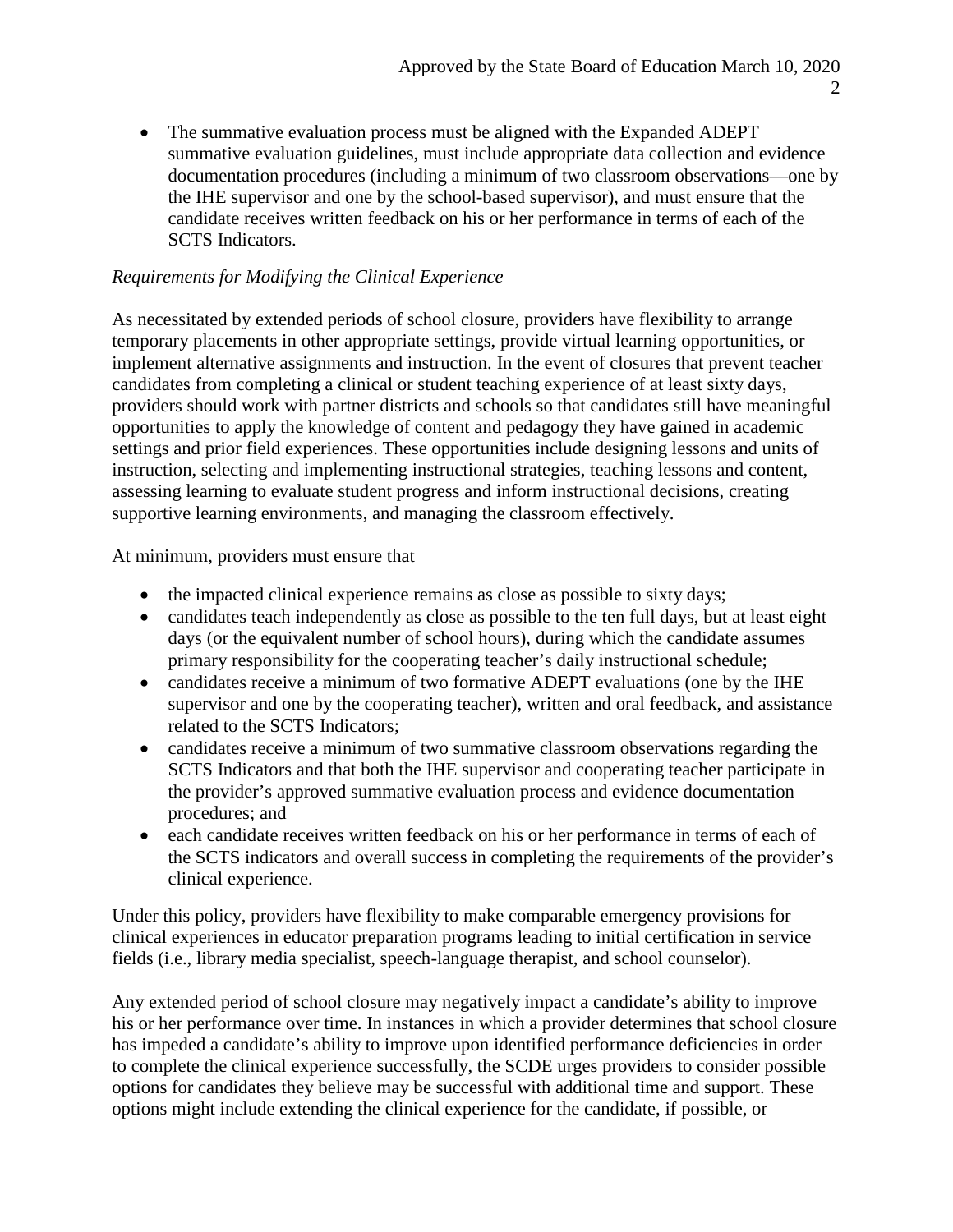- The summative evaluation process must be aligned with the Expanded ADEPT summative evaluation guidelines, must include appropriate data collection and evidence documentation procedures (including a minimum of two classroom observations—one by the IHE supervisor and one by the school-based supervisor), and must ensure that the candidate receives written feedback on his or her performance in terms of each of the SCTS Indicators.

*Requirements for Modifying the Clinical Experience*

As necessitated by extended periods of school closure, providers have flexibility to arrange temporary placements in other appropriate settings, provide virtual learning opportunities, or implement alternative assignments and instruction. In the event of closures that prevent teacher candidates from completing a clinical or student teaching experience of at least sixty days, providers should work with partner districts and schools so that candidates still have meaningful opportunities to apply the knowledge of content and pedagogy they have gained in academic settings and prior field experiences. These opportunities include designing lessons and units of instruction, selecting and implementing instructional strategies, teaching lessons and content, assessing learning to evaluate student progress and inform instructional decisions, creating supportive learning environments, and managing the classroom effectively.

At minimum, providers must ensure that

- the impacted clinical experience remains as close as possible to sixty days;
- candidates teach independently as close as possible to the ten full days, but at least eight days (or the equivalent number of school hours), during which the candidate assumes primary responsibility for the cooperating teacher's daily instructional schedule;
- candidates receive a minimum of two formative ADEPT evaluations (one by the IHE supervisor and one by the cooperating teacher), written and oral feedback, and assistance related to the SCTS Indicators;
- candidates receive a minimum of two summative classroom observations regarding the SCTS Indicators and that both the IHE supervisor and cooperating teacher participate in the provider's approved summative evaluation process and evidence documentation procedures; and
- each candidate receives written feedback on his or her performance in terms of each of the SCTS indicators and overall success in completing the requirements of the provider's clinical experience.

Under this policy, providers have flexibility to make comparable emergency provisions for clinical experiences in educator preparation programs leading to initial certification in service fields (i.e., library media specialist, speech-language therapist, and school counselor).

Any extended period of school closure may negatively impact a candidate's ability to improve his or her performance over time. In instances in which a provider determines that school closure has impeded a candidate's ability to improve upon identified performance deficiencies in order to complete the clinical experience successfully, the SCDE urges providers to consider possible options for candidates they believe may be successful with additional time and support. These options might include extending the clinical experience for the candidate, if possible, or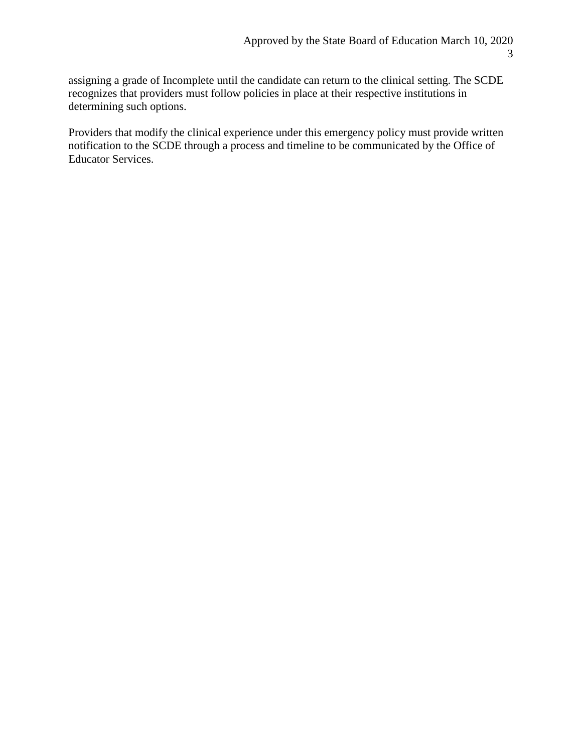assigning a grade of Incomplete until the candidate can return to the clinical setting. The SCDE recognizes that providers must follow policies in place at their respective institutions in determining such options.

Providers that modify the clinical experience under this emergency policy must provide written notification to the SCDE through a process and timeline to be communicated by the Office of Educator Services.